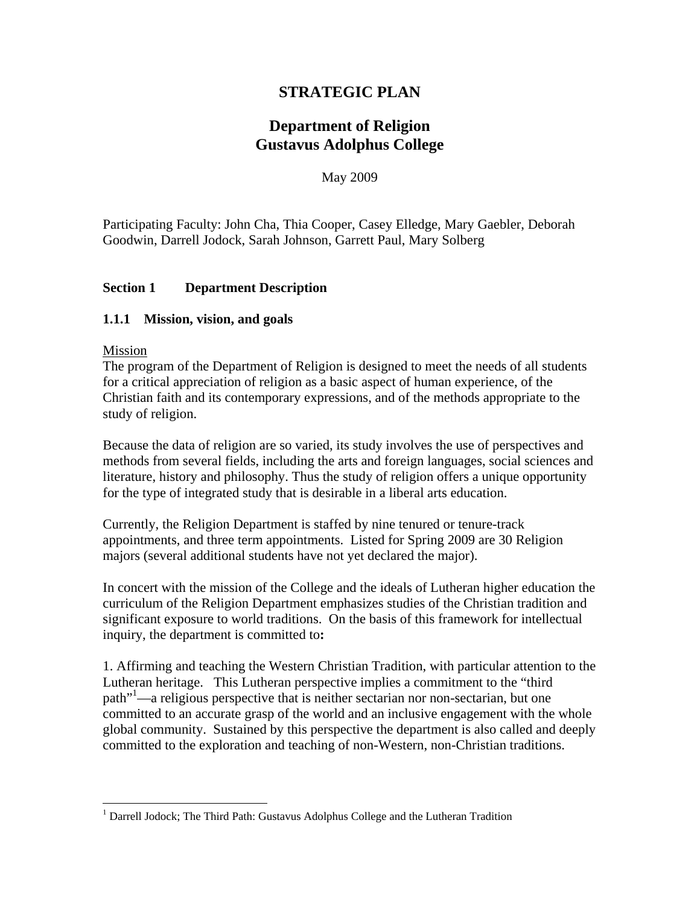# STRATEGIC PLAN

## Department of Religion
## Gustavus Adolphus College

May 2009

Participating Faculty: John Cha, Thia Cooper, Casey Elledge, Mary Gaebler, Deborah Goodwin, Darrell Jodock, Sarah Johnson, Garrett Paul, Mary Solberg

### Section 1 Department Description

#### 1.1.1 Mission, vision, and goals

Mission

The program of the Department of Religion is designed to meet the needs of all students for a critical appreciation of religion as a basic aspect of human experience, of the Christian faith and its contemporary expressions, and of the methods appropriate to the study of religion.

Because the data of religion are so varied, its study involves the use of perspectives and methods from several fields, including the arts and foreign languages, social sciences and literature, history and philosophy. Thus the study of religion offers a unique opportunity for the type of integrated study that is desirable in a liberal arts education.

Currently, the Religion Department is staffed by nine tenured or tenure-track appointments, and three term appointments. Listed for Spring 2009 are 30 Religion majors (several additional students have not yet declared the major).

In concert with the mission of the College and the ideals of Lutheran higher education the curriculum of the Religion Department emphasizes studies of the Christian tradition and significant exposure to world traditions. On the basis of this framework for intellectual inquiry, the department is committed to**:**

1. Affirming and teaching the Western Christian Tradition, with particular attention to the Lutheran heritage. This Lutheran perspective implies a commitment to the "third path"[1]—a religious perspective that is neither sectarian nor non-sectarian, but one committed to an accurate grasp of the world and an inclusive engagement with the whole global community. Sustained by this perspective the department is also called and deeply committed to the exploration and teaching of non-Western, non-Christian traditions.

[1] Darrell Jodock; The Third Path: Gustavus Adolphus College and the Lutheran Tradition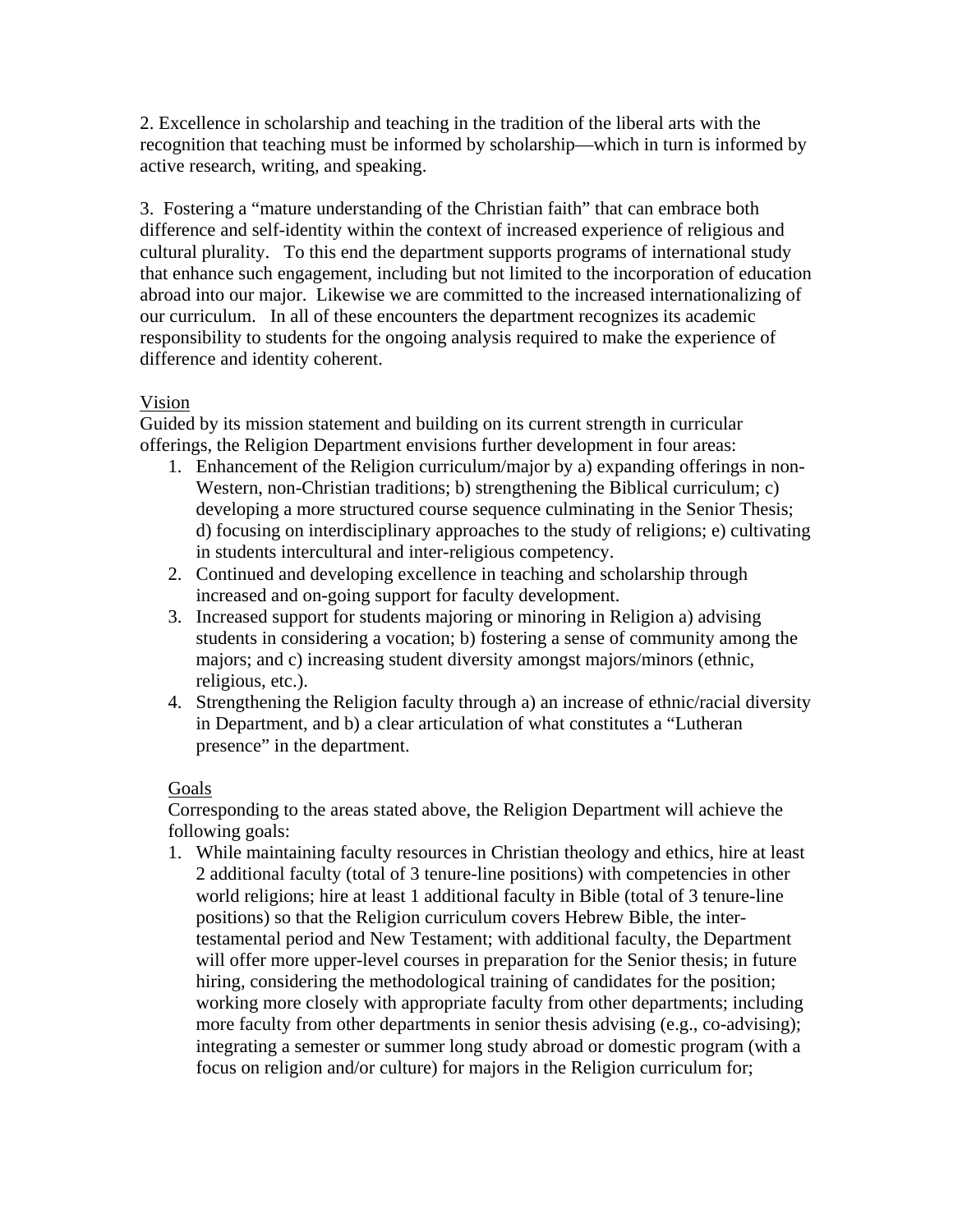2. Excellence in scholarship and teaching in the tradition of the liberal arts with the recognition that teaching must be informed by scholarship—which in turn is informed by active research, writing, and speaking.

3. Fostering a "mature understanding of the Christian faith" that can embrace both difference and self-identity within the context of increased experience of religious and cultural plurality. To this end the department supports programs of international study that enhance such engagement, including but not limited to the incorporation of education abroad into our major. Likewise we are committed to the increased internationalizing of our curriculum. In all of these encounters the department recognizes its academic responsibility to students for the ongoing analysis required to make the experience of difference and identity coherent.

<u>Vision</u>

Guided by its mission statement and building on its current strength in curricular offerings, the Religion Department envisions further development in four areas:

1. Enhancement of the Religion curriculum/major by a) expanding offerings in non-Western, non-Christian traditions; b) strengthening the Biblical curriculum; c) developing a more structured course sequence culminating in the Senior Thesis; d) focusing on interdisciplinary approaches to the study of religions; e) cultivating in students intercultural and inter-religious competency.
2. Continued and developing excellence in teaching and scholarship through increased and on-going support for faculty development.
3. Increased support for students majoring or minoring in Religion a) advising students in considering a vocation; b) fostering a sense of community among the majors; and c) increasing student diversity amongst majors/minors (ethnic, religious, etc.).
4. Strengthening the Religion faculty through a) an increase of ethnic/racial diversity in Department, and b) a clear articulation of what constitutes a "Lutheran presence" in the department.

<u>Goals</u>

Corresponding to the areas stated above, the Religion Department will achieve the following goals:

1. While maintaining faculty resources in Christian theology and ethics, hire at least 2 additional faculty (total of 3 tenure-line positions) with competencies in other world religions; hire at least 1 additional faculty in Bible (total of 3 tenure-line positions) so that the Religion curriculum covers Hebrew Bible, the inter-testamental period and New Testament; with additional faculty, the Department will offer more upper-level courses in preparation for the Senior thesis; in future hiring, considering the methodological training of candidates for the position; working more closely with appropriate faculty from other departments; including more faculty from other departments in senior thesis advising (e.g., co-advising); integrating a semester or summer long study abroad or domestic program (with a focus on religion and/or culture) for majors in the Religion curriculum for;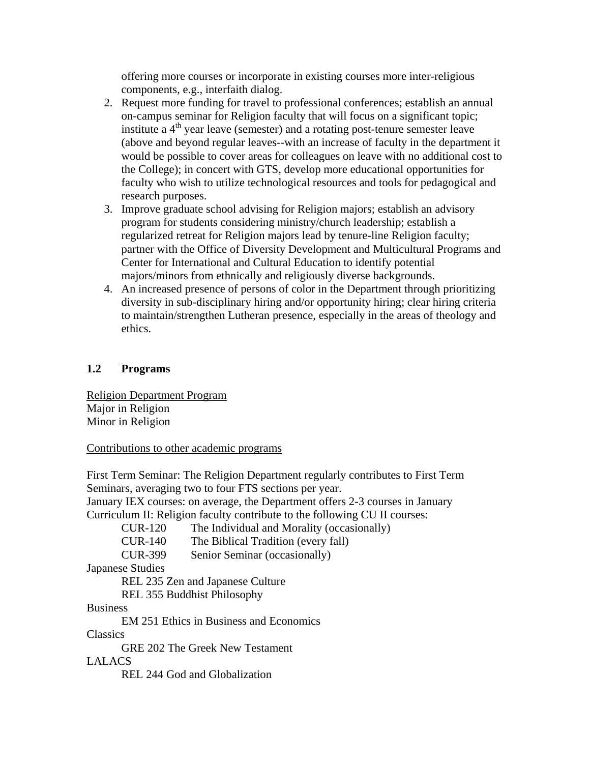offering more courses or incorporate in existing courses more inter-religious components, e.g., interfaith dialog.

2. Request more funding for travel to professional conferences; establish an annual on-campus seminar for Religion faculty that will focus on a significant topic; institute a 4th year leave (semester) and a rotating post-tenure semester leave (above and beyond regular leaves--with an increase of faculty in the department it would be possible to cover areas for colleagues on leave with no additional cost to the College); in concert with GTS, develop more educational opportunities for faculty who wish to utilize technological resources and tools for pedagogical and research purposes.
3. Improve graduate school advising for Religion majors; establish an advisory program for students considering ministry/church leadership; establish a regularized retreat for Religion majors lead by tenure-line Religion faculty; partner with the Office of Diversity Development and Multicultural Programs and Center for International and Cultural Education to identify potential majors/minors from ethnically and religiously diverse backgrounds.
4. An increased presence of persons of color in the Department through prioritizing diversity in sub-disciplinary hiring and/or opportunity hiring; clear hiring criteria to maintain/strengthen Lutheran presence, especially in the areas of theology and ethics.

### 1.2 Programs

Religion Department Program
Major in Religion
Minor in Religion

Contributions to other academic programs

First Term Seminar: The Religion Department regularly contributes to First Term Seminars, averaging two to four FTS sections per year.
January IEX courses: on average, the Department offers 2-3 courses in January
Curriculum II: Religion faculty contribute to the following CU II courses:

- CUR-120 The Individual and Morality (occasionally)
- CUR-140 The Biblical Tradition (every fall)
- CUR-399 Senior Seminar (occasionally)

Japanese Studies

- REL 235 Zen and Japanese Culture
- REL 355 Buddhist Philosophy

Business

- EM 251 Ethics in Business and Economics

Classics

- GRE 202 The Greek New Testament

LALACS

- REL 244 God and Globalization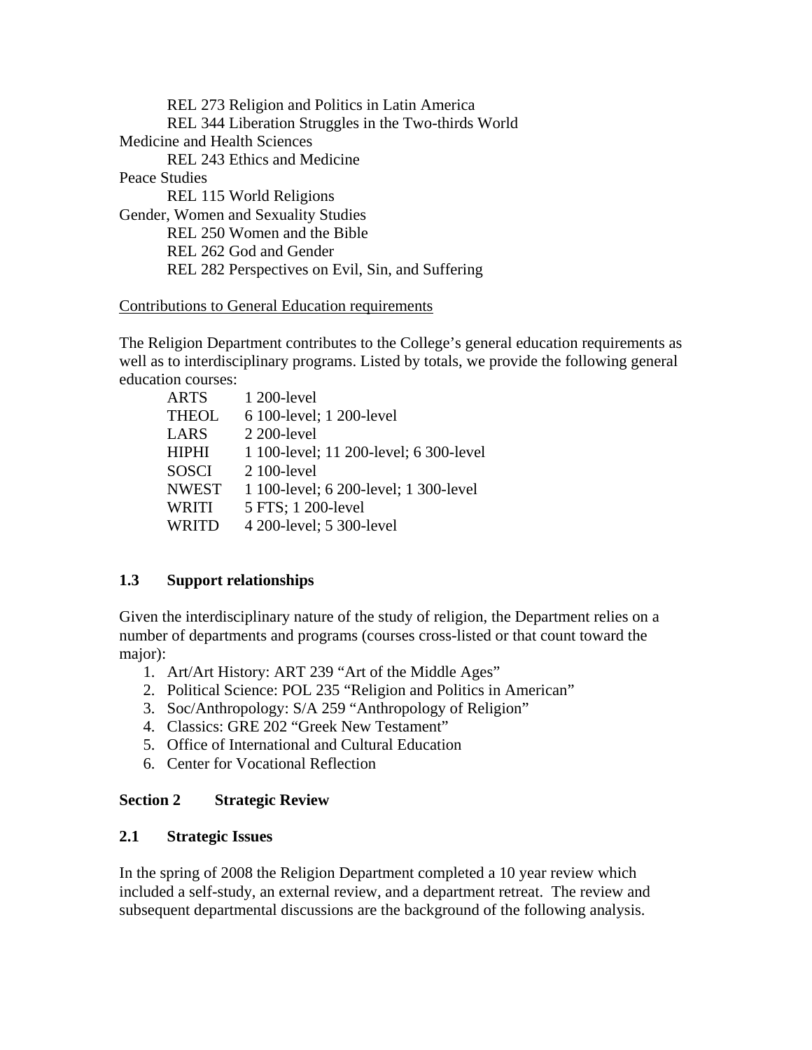REL 273 Religion and Politics in Latin America
REL 344 Liberation Struggles in the Two-thirds World

Medicine and Health Sciences
REL 243 Ethics and Medicine

Peace Studies
REL 115 World Religions

Gender, Women and Sexuality Studies
REL 250 Women and the Bible
REL 262 God and Gender
REL 282 Perspectives on Evil, Sin, and Suffering

Contributions to General Education requirements

The Religion Department contributes to the College's general education requirements as well as to interdisciplinary programs. Listed by totals, we provide the following general education courses:

| | |
|---|---|
| ARTS | 1 200-level |
| THEOL | 6 100-level; 1 200-level |
| LARS | 2 200-level |
| HIPHI | 1 100-level; 11 200-level; 6 300-level |
| SOSCI | 2 100-level |
| NWEST | 1 100-level; 6 200-level; 1 300-level |
| WRITI | 5 FTS; 1 200-level |
| WRITD | 4 200-level; 5 300-level |

### 1.3 Support relationships

Given the interdisciplinary nature of the study of religion, the Department relies on a number of departments and programs (courses cross-listed or that count toward the major):

1. Art/Art History: ART 239 "Art of the Middle Ages"
2. Political Science: POL 235 "Religion and Politics in American"
3. Soc/Anthropology: S/A 259 "Anthropology of Religion"
4. Classics: GRE 202 "Greek New Testament"
5. Office of International and Cultural Education
6. Center for Vocational Reflection

## Section 2 Strategic Review

### 2.1 Strategic Issues

In the spring of 2008 the Religion Department completed a 10 year review which included a self-study, an external review, and a department retreat. The review and subsequent departmental discussions are the background of the following analysis.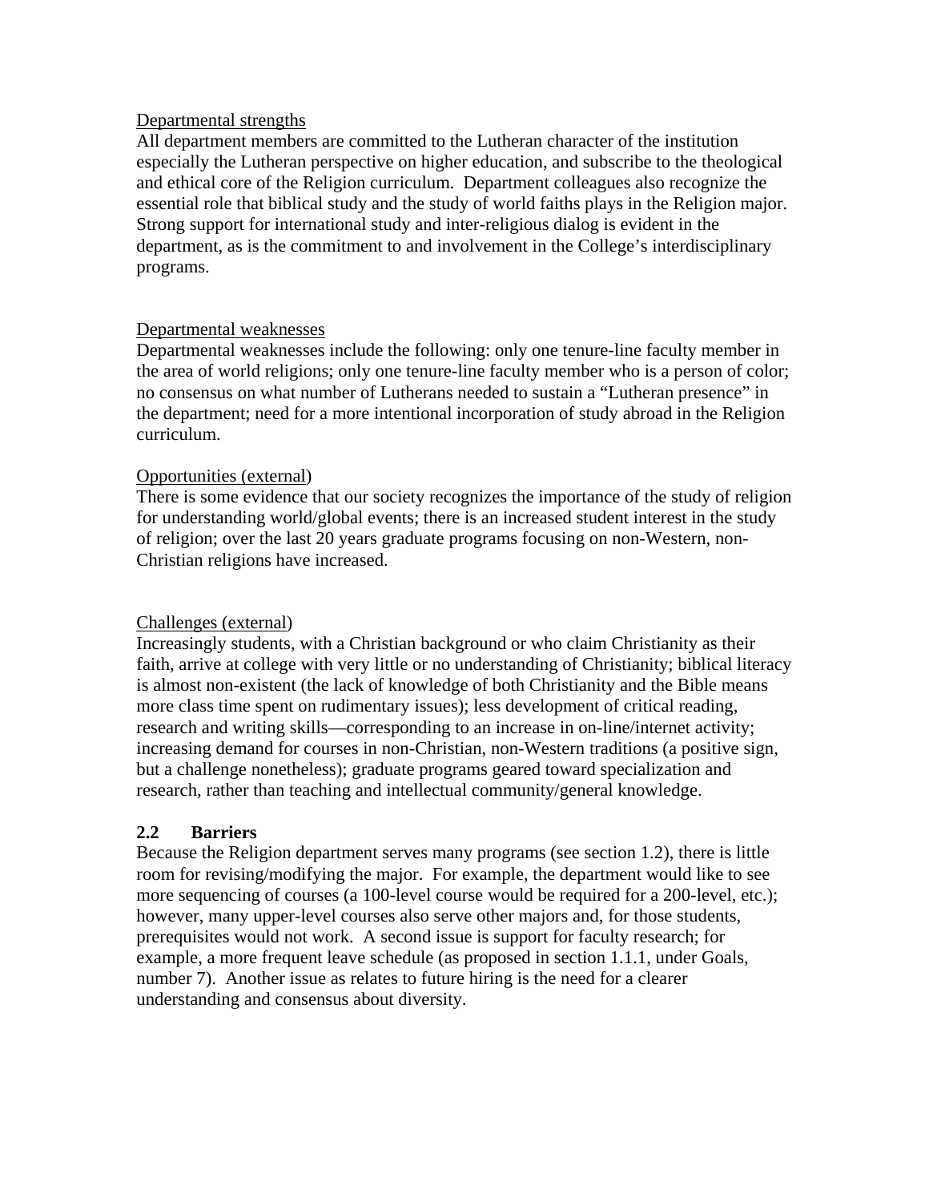<u>Departmental strengths</u>

All department members are committed to the Lutheran character of the institution especially the Lutheran perspective on higher education, and subscribe to the theological and ethical core of the Religion curriculum. Department colleagues also recognize the essential role that biblical study and the study of world faiths plays in the Religion major. Strong support for international study and inter-religious dialog is evident in the department, as is the commitment to and involvement in the College's interdisciplinary programs.

<u>Departmental weaknesses</u>

Departmental weaknesses include the following: only one tenure-line faculty member in the area of world religions; only one tenure-line faculty member who is a person of color; no consensus on what number of Lutherans needed to sustain a "Lutheran presence" in the department; need for a more intentional incorporation of study abroad in the Religion curriculum.

<u>Opportunities (external</u>)

There is some evidence that our society recognizes the importance of the study of religion for understanding world/global events; there is an increased student interest in the study of religion; over the last 20 years graduate programs focusing on non-Western, non-Christian religions have increased.

<u>Challenges (external</u>)

Increasingly students, with a Christian background or who claim Christianity as their faith, arrive at college with very little or no understanding of Christianity; biblical literacy is almost non-existent (the lack of knowledge of both Christianity and the Bible means more class time spent on rudimentary issues); less development of critical reading, research and writing skills—corresponding to an increase in on-line/internet activity; increasing demand for courses in non-Christian, non-Western traditions (a positive sign, but a challenge nonetheless); graduate programs geared toward specialization and research, rather than teaching and intellectual community/general knowledge.

## 2.2 Barriers

Because the Religion department serves many programs (see section 1.2), there is little room for revising/modifying the major. For example, the department would like to see more sequencing of courses (a 100-level course would be required for a 200-level, etc.); however, many upper-level courses also serve other majors and, for those students, prerequisites would not work. A second issue is support for faculty research; for example, a more frequent leave schedule (as proposed in section 1.1.1, under Goals, number 7). Another issue as relates to future hiring is the need for a clearer understanding and consensus about diversity.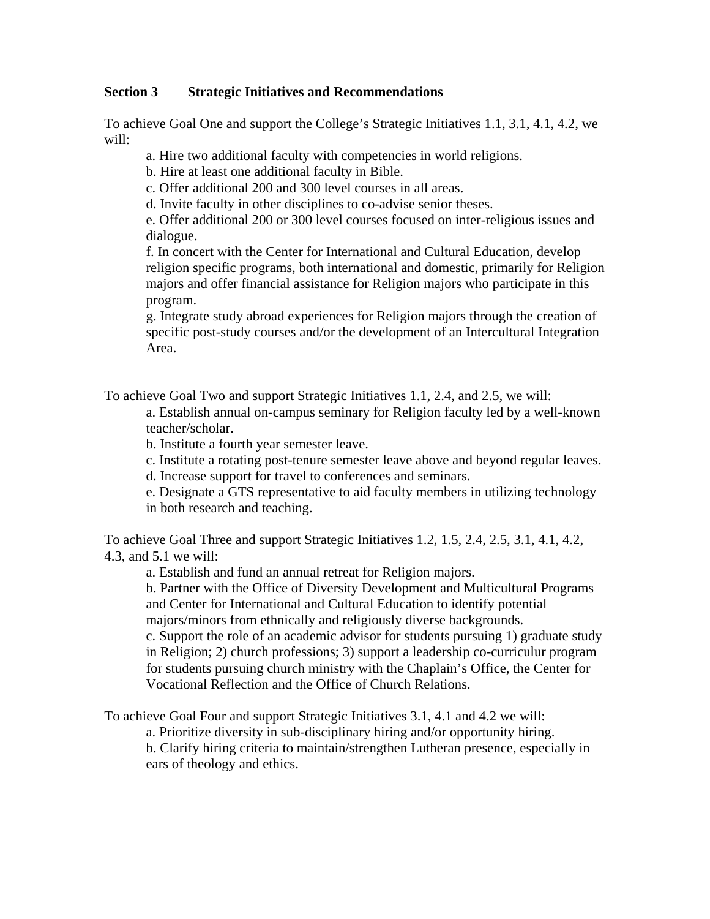## Section 3 Strategic Initiatives and Recommendations

To achieve Goal One and support the College's Strategic Initiatives 1.1, 3.1, 4.1, 4.2, we will:

a. Hire two additional faculty with competencies in world religions.  
b. Hire at least one additional faculty in Bible.  
c. Offer additional 200 and 300 level courses in all areas.  
d. Invite faculty in other disciplines to co-advise senior theses.  
e. Offer additional 200 or 300 level courses focused on inter-religious issues and dialogue.  
f. In concert with the Center for International and Cultural Education, develop religion specific programs, both international and domestic, primarily for Religion majors and offer financial assistance for Religion majors who participate in this program.  
g. Integrate study abroad experiences for Religion majors through the creation of specific post-study courses and/or the development of an Intercultural Integration Area.

To achieve Goal Two and support Strategic Initiatives 1.1, 2.4, and 2.5, we will:

a. Establish annual on-campus seminary for Religion faculty led by a well-known teacher/scholar.  
b. Institute a fourth year semester leave.  
c. Institute a rotating post-tenure semester leave above and beyond regular leaves.  
d. Increase support for travel to conferences and seminars.  
e. Designate a GTS representative to aid faculty members in utilizing technology in both research and teaching.

To achieve Goal Three and support Strategic Initiatives 1.2, 1.5, 2.4, 2.5, 3.1, 4.1, 4.2, 4.3, and 5.1 we will:

a. Establish and fund an annual retreat for Religion majors.  
b. Partner with the Office of Diversity Development and Multicultural Programs and Center for International and Cultural Education to identify potential majors/minors from ethnically and religiously diverse backgrounds.  
c. Support the role of an academic advisor for students pursuing 1) graduate study in Religion; 2) church professions; 3) support a leadership co-curriculur program for students pursuing church ministry with the Chaplain's Office, the Center for Vocational Reflection and the Office of Church Relations.

To achieve Goal Four and support Strategic Initiatives 3.1, 4.1 and 4.2 we will:

a. Prioritize diversity in sub-disciplinary hiring and/or opportunity hiring.  
b. Clarify hiring criteria to maintain/strengthen Lutheran presence, especially in ears of theology and ethics.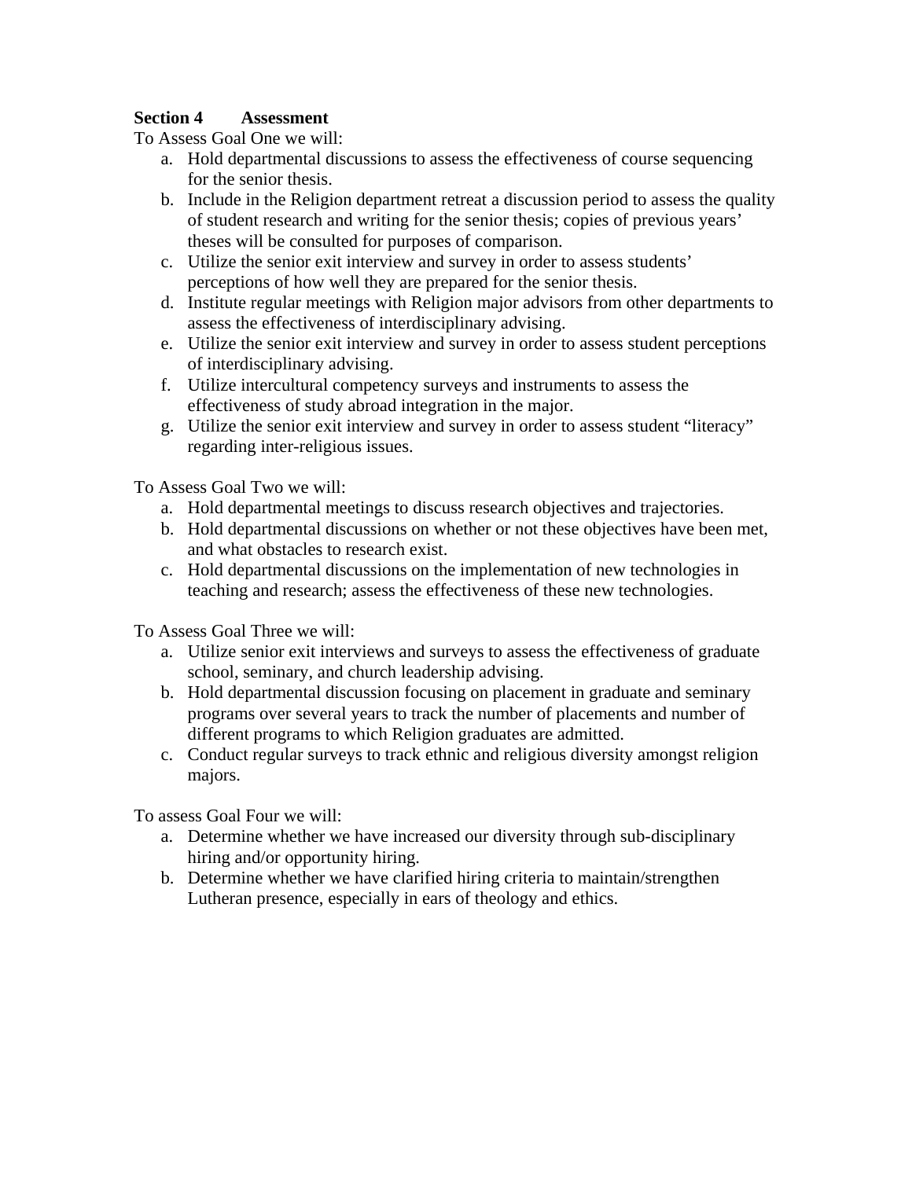**Section 4 Assessment**

To Assess Goal One we will:

a. Hold departmental discussions to assess the effectiveness of course sequencing for the senior thesis.
b. Include in the Religion department retreat a discussion period to assess the quality of student research and writing for the senior thesis; copies of previous years' theses will be consulted for purposes of comparison.
c. Utilize the senior exit interview and survey in order to assess students' perceptions of how well they are prepared for the senior thesis.
d. Institute regular meetings with Religion major advisors from other departments to assess the effectiveness of interdisciplinary advising.
e. Utilize the senior exit interview and survey in order to assess student perceptions of interdisciplinary advising.
f. Utilize intercultural competency surveys and instruments to assess the effectiveness of study abroad integration in the major.
g. Utilize the senior exit interview and survey in order to assess student "literacy" regarding inter-religious issues.

To Assess Goal Two we will:

a. Hold departmental meetings to discuss research objectives and trajectories.
b. Hold departmental discussions on whether or not these objectives have been met, and what obstacles to research exist.
c. Hold departmental discussions on the implementation of new technologies in teaching and research; assess the effectiveness of these new technologies.

To Assess Goal Three we will:

a. Utilize senior exit interviews and surveys to assess the effectiveness of graduate school, seminary, and church leadership advising.
b. Hold departmental discussion focusing on placement in graduate and seminary programs over several years to track the number of placements and number of different programs to which Religion graduates are admitted.
c. Conduct regular surveys to track ethnic and religious diversity amongst religion majors.

To assess Goal Four we will:

a. Determine whether we have increased our diversity through sub-disciplinary hiring and/or opportunity hiring.
b. Determine whether we have clarified hiring criteria to maintain/strengthen Lutheran presence, especially in ears of theology and ethics.